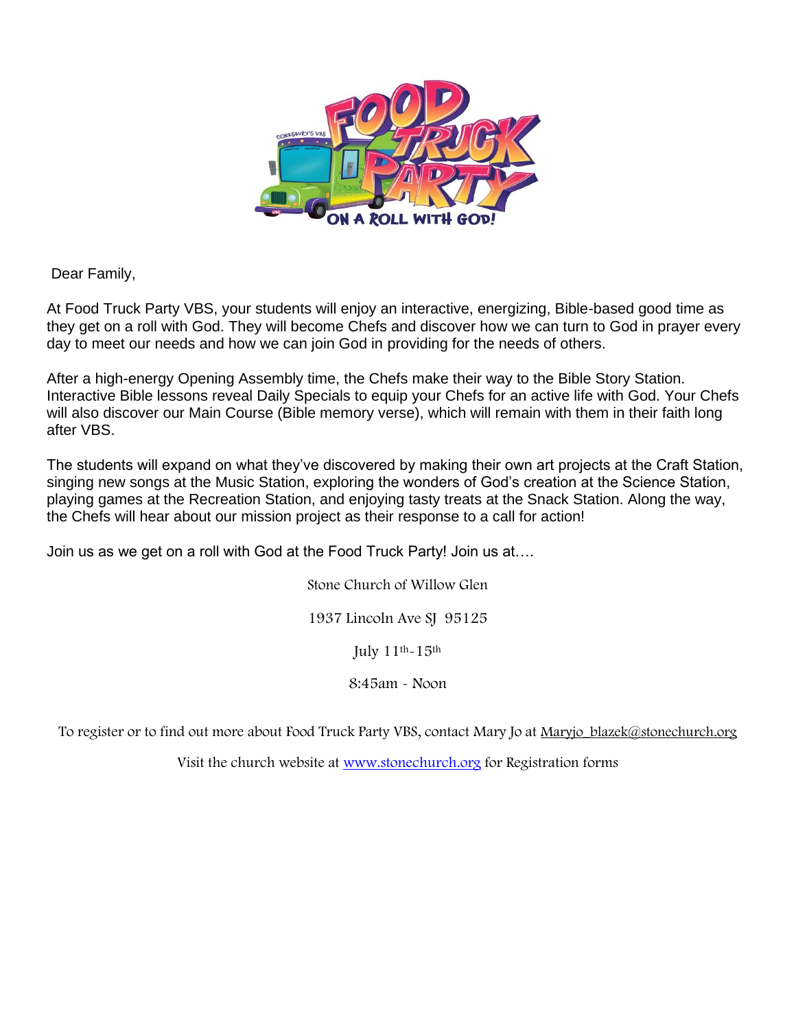Dear Family,

At Food Truck Party VBS, your students will enjoy an interactive, energizing, Bible-based good time as they get on a roll with God. They will become Chefs and discover how we can turn to God in prayer every day to meet our needs and how we can join God in providing for the needs of others.

After a high-energy Opening Assembly time, the Chefs make their way to the Bible Story Station. Interactive Bible lessons reveal Daily Specials to equip your Chefs for an active life with God. Your Chefs will also discover our Main Course (Bible memory verse), which will remain with them in their faith long after VBS.

The students will expand on what they've discovered by making their own art projects at the Craft Station, singing new songs at the Music Station, exploring the wonders of God's creation at the Science Station, playing games at the Recreation Station, and enjoying tasty treats at the Snack Station. Along the way, the Chefs will hear about our mission project as their response to a call for action!

Join us as we get on a roll with God at the Food Truck Party! Join us at….

Stone Church of Willow Glen

1937 Lincoln Ave SJ 95125

July 11th-15th

8:45am - Noon

To register or to find out more about Food Truck Party VBS, contact Mary Jo at Maryjo_blazek@stonechurch.org

Visit the church website at www.stonechurch.org for Registration forms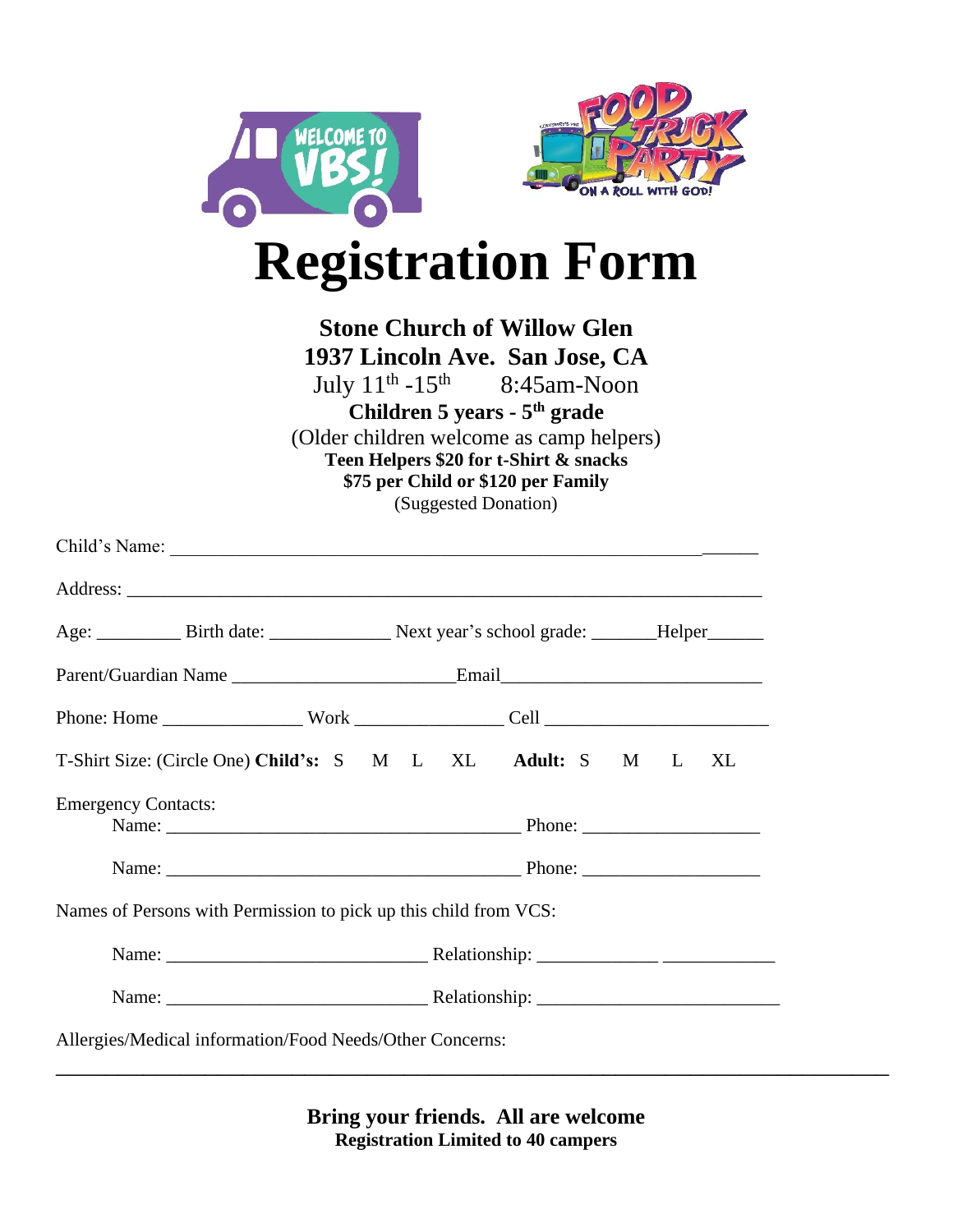WELCOME TO VBS!

FOOD TRUCK PARTY ON A ROLL WITH GOD!

# Registration Form

**Stone Church of Willow Glen**
**1937 Lincoln Ave. San Jose, CA**
July 11th -15th 8:45am-Noon
**Children 5 years - 5th grade**
(Older children welcome as camp helpers)
**Teen Helpers $20 for t-Shirt & snacks**
**$75 per Child or $120 per Family**
(Suggested Donation)

Child's Name: ______________________________________________________________

Address: ___________________________________________________________________

Age: _________ Birth date: _____________ Next year's school grade: _______Helper______

Parent/Guardian Name ________________________Email___________________________

Phone: Home _______________ Work ________________ Cell ________________________

T-Shirt Size: (Circle One) **Child's:** S M L XL **Adult:** S M L XL

Emergency Contacts:

Name: _______________________________________ Phone: ___________________

Name: _______________________________________ Phone: ___________________

Names of Persons with Permission to pick up this child from VCS:

Name: ____________________________ Relationship: _____________ ____________

Name: ____________________________ Relationship: __________________________

Allergies/Medical information/Food Needs/Other Concerns:

___________________________________________________________________________

**Bring your friends. All are welcome**
**Registration Limited to 40 campers**